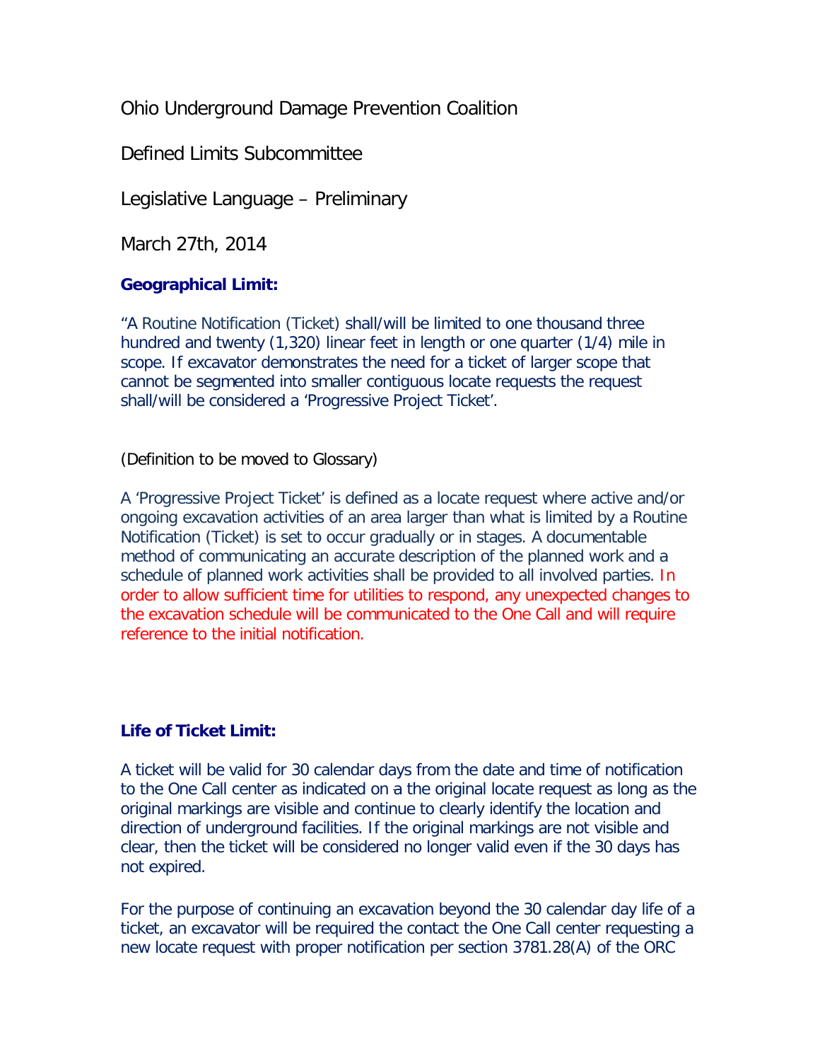Ohio Underground Damage Prevention Coalition

Defined Limits Subcommittee

Legislative Language – Preliminary

March 27th, 2014

**Geographical Limit:**

"A Routine Notification (Ticket) shall/will be limited to one thousand three hundred and twenty (1,320) linear feet in length or one quarter (1/4) mile in scope. If excavator demonstrates the need for a ticket of larger scope that cannot be segmented into smaller contiguous locate requests the request shall/will be considered a 'Progressive Project Ticket'.

(Definition to be moved to Glossary)

A 'Progressive Project Ticket' is defined as a locate request where active and/or ongoing excavation activities of an area larger than what is limited by a Routine Notification (Ticket) is set to occur gradually or in stages. A documentable method of communicating an accurate description of the planned work and a schedule of planned work activities shall be provided to all involved parties. In order to allow sufficient time for utilities to respond, any unexpected changes to the excavation schedule will be communicated to the One Call and will require reference to the initial notification.

**Life of Ticket Limit:**

A ticket will be valid for 30 calendar days from the date and time of notification to the One Call center as indicated on a the original locate request as long as the original markings are visible and continue to clearly identify the location and direction of underground facilities. If the original markings are not visible and clear, then the ticket will be considered no longer valid even if the 30 days has not expired.

For the purpose of continuing an excavation beyond the 30 calendar day life of a ticket, an excavator will be required the contact the One Call center requesting a new locate request with proper notification per section 3781.28(A) of the ORC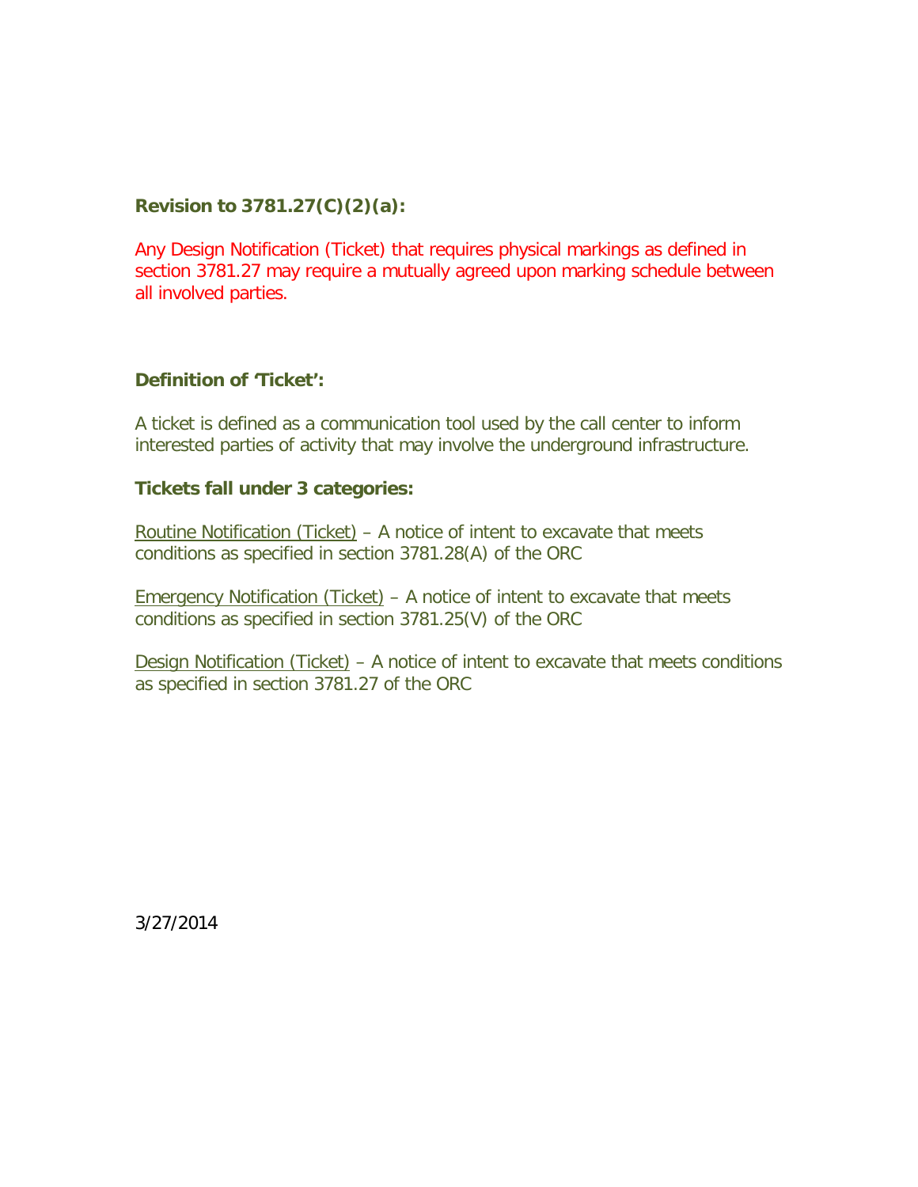**Revision to 3781.27(C)(2)(a):**

Any Design Notification (Ticket) that requires physical markings as defined in section 3781.27 may require a mutually agreed upon marking schedule between all involved parties.

**Definition of 'Ticket':**

A ticket is defined as a communication tool used by the call center to inform interested parties of activity that may involve the underground infrastructure.

**Tickets fall under 3 categories:**

Routine Notification (Ticket) – A notice of intent to excavate that meets conditions as specified in section 3781.28(A) of the ORC

Emergency Notification (Ticket) – A notice of intent to excavate that meets conditions as specified in section 3781.25(V) of the ORC

Design Notification (Ticket) – A notice of intent to excavate that meets conditions as specified in section 3781.27 of the ORC

3/27/2014